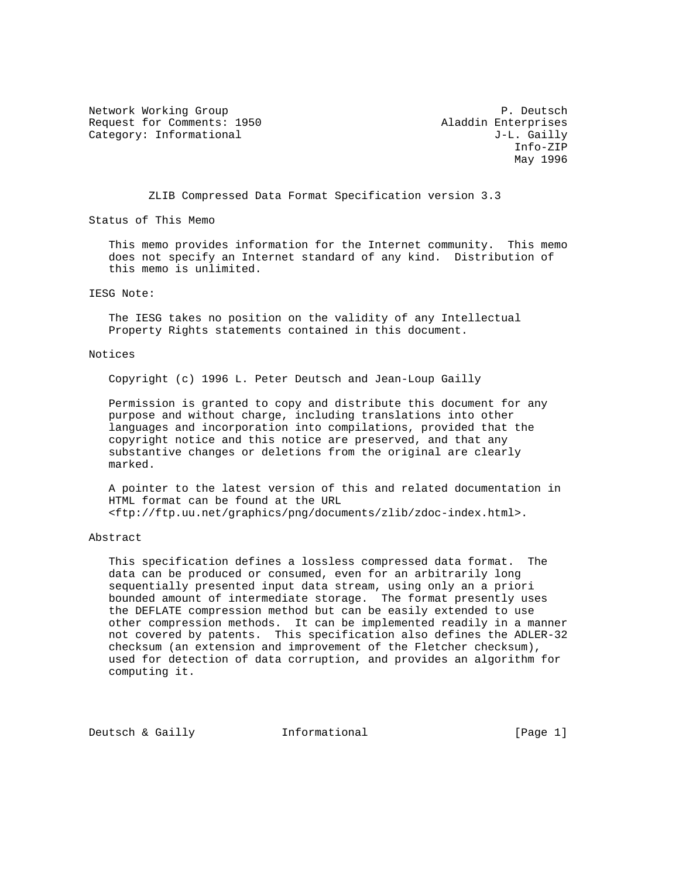Network Working Group                                         P. Deutsch
Request for Comments: 1950                           Aladdin Enterprises
Category: Informational                                      J-L. Gailly
                                                                Info-ZIP
                                                                May 1996

# ZLIB Compressed Data Format Specification version 3.3

## Status of This Memo

This memo provides information for the Internet community. This memo does not specify an Internet standard of any kind. Distribution of this memo is unlimited.

## IESG Note:

The IESG takes no position on the validity of any Intellectual Property Rights statements contained in this document.

## Notices

Copyright (c) 1996 L. Peter Deutsch and Jean-Loup Gailly

Permission is granted to copy and distribute this document for any purpose and without charge, including translations into other languages and incorporation into compilations, provided that the copyright notice and this notice are preserved, and that any substantive changes or deletions from the original are clearly marked.

A pointer to the latest version of this and related documentation in HTML format can be found at the URL <ftp://ftp.uu.net/graphics/png/documents/zlib/zdoc-index.html>.

## Abstract

This specification defines a lossless compressed data format. The data can be produced or consumed, even for an arbitrarily long sequentially presented input data stream, using only an a priori bounded amount of intermediate storage. The format presently uses the DEFLATE compression method but can be easily extended to use other compression methods. It can be implemented readily in a manner not covered by patents. This specification also defines the ADLER-32 checksum (an extension and improvement of the Fletcher checksum), used for detection of data corruption, and provides an algorithm for computing it.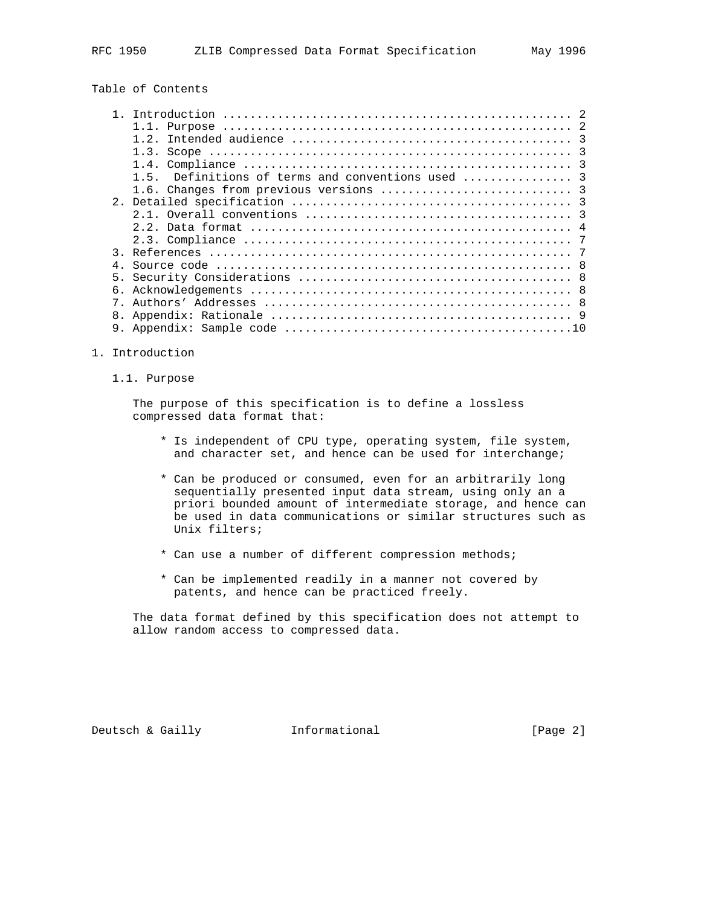## Table of Contents

- 1. Introduction .................................................. 2
  - 1.1. Purpose ................................................. 2
  - 1.2. Intended audience ....................................... 3
  - 1.3. Scope ................................................... 3
  - 1.4. Compliance .............................................. 3
  - 1.5. Definitions of terms and conventions used ............... 3
  - 1.6. Changes from previous versions .......................... 3
- 2. Detailed specification ........................................ 3
  - 2.1. Overall conventions ..................................... 3
  - 2.2. Data format ............................................. 4
  - 2.3. Compliance .............................................. 7
- 3. References .................................................... 7
- 4. Source code ................................................... 8
- 5. Security Considerations ....................................... 8
- 6. Acknowledgements .............................................. 8
- 7. Authors' Addresses ............................................ 8
- 8. Appendix: Rationale ........................................... 9
- 9. Appendix: Sample code ........................................10

# 1. Introduction

## 1.1. Purpose

The purpose of this specification is to define a lossless compressed data format that:

* Is independent of CPU type, operating system, file system, and character set, and hence can be used for interchange;

* Can be produced or consumed, even for an arbitrarily long sequentially presented input data stream, using only an a priori bounded amount of intermediate storage, and hence can be used in data communications or similar structures such as Unix filters;

* Can use a number of different compression methods;

* Can be implemented readily in a manner not covered by patents, and hence can be practiced freely.

The data format defined by this specification does not attempt to allow random access to compressed data.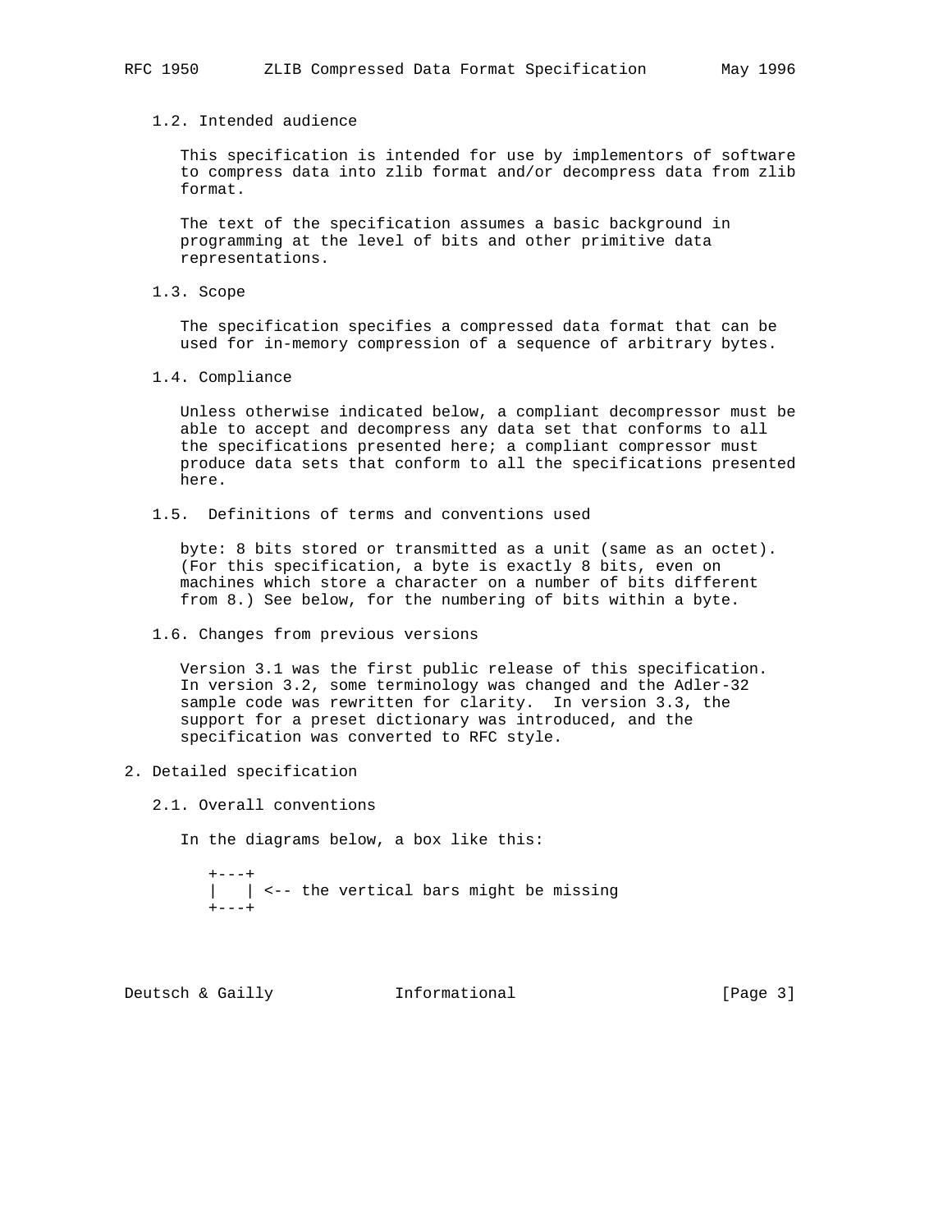### 1.2. Intended audience

This specification is intended for use by implementors of software to compress data into zlib format and/or decompress data from zlib format.

The text of the specification assumes a basic background in programming at the level of bits and other primitive data representations.

### 1.3. Scope

The specification specifies a compressed data format that can be used for in-memory compression of a sequence of arbitrary bytes.

### 1.4. Compliance

Unless otherwise indicated below, a compliant decompressor must be able to accept and decompress any data set that conforms to all the specifications presented here; a compliant compressor must produce data sets that conform to all the specifications presented here.

### 1.5. Definitions of terms and conventions used

byte: 8 bits stored or transmitted as a unit (same as an octet). (For this specification, a byte is exactly 8 bits, even on machines which store a character on a number of bits different from 8.) See below, for the numbering of bits within a byte.

### 1.6. Changes from previous versions

Version 3.1 was the first public release of this specification. In version 3.2, some terminology was changed and the Adler-32 sample code was rewritten for clarity. In version 3.3, the support for a preset dictionary was introduced, and the specification was converted to RFC style.

## 2. Detailed specification

### 2.1. Overall conventions

In the diagrams below, a box like this:

```
+---+
|   | <-- the vertical bars might be missing
+---+
```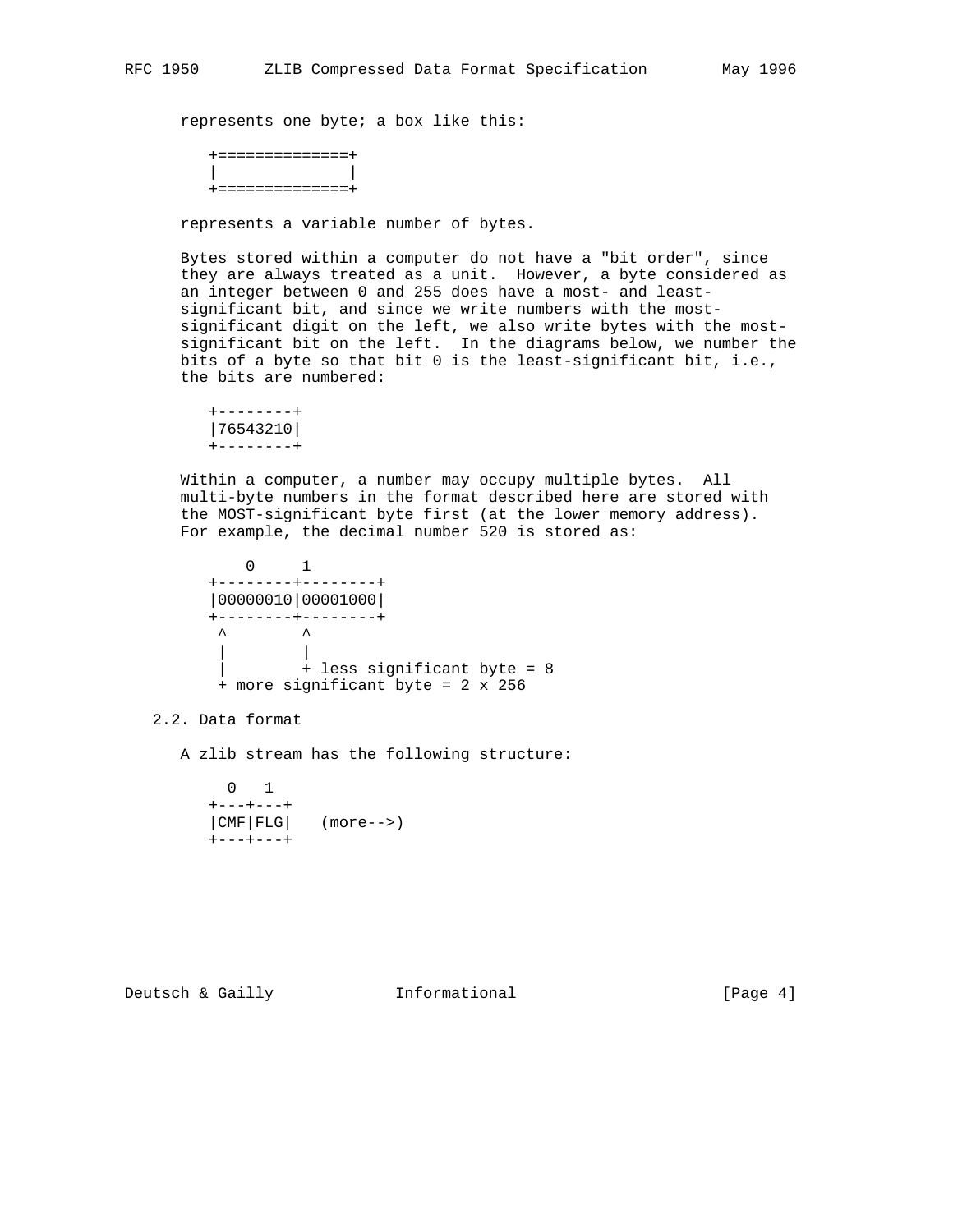represents one byte; a box like this:

```
+==============+
|              |
+==============+
```

represents a variable number of bytes.

Bytes stored within a computer do not have a "bit order", since they are always treated as a unit. However, a byte considered as an integer between 0 and 255 does have a most- and least-significant bit, and since we write numbers with the most-significant digit on the left, we also write bytes with the most-significant bit on the left. In the diagrams below, we number the bits of a byte so that bit 0 is the least-significant bit, i.e., the bits are numbered:

```
+--------+
|76543210|
+--------+
```

Within a computer, a number may occupy multiple bytes. All multi-byte numbers in the format described here are stored with the MOST-significant byte first (at the lower memory address). For example, the decimal number 520 is stored as:

```
    0        1
+--------+--------+
|00000010|00001000|
+--------+--------+
 ^        ^
 |        |
 |        + less significant byte = 8
 + more significant byte = 2 x 256
```

## 2.2. Data format

A zlib stream has the following structure:

```
  0   1
+---+---+
|CMF|FLG|   (more-->)
+---+---+
```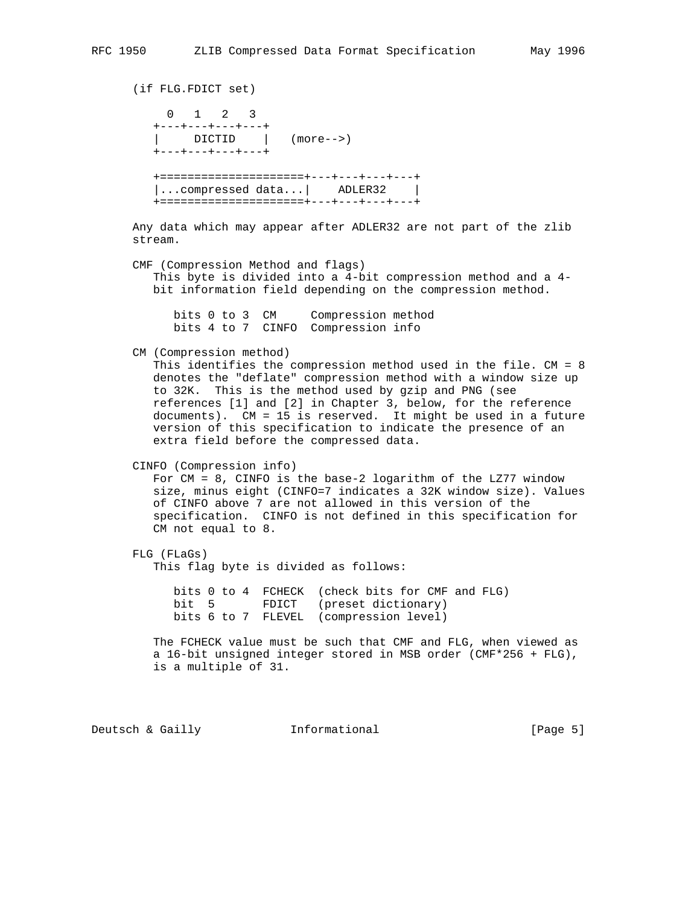(if FLG.FDICT set)

```
  0   1   2   3
+---+---+---+---+
|     DICTID    |   (more-->)
+---+---+---+---+

+=====================+---+---+---+---+
|...compressed data...|    ADLER32    |
+=====================+---+---+---+---+
```

Any data which may appear after ADLER32 are not part of the zlib stream.

CMF (Compression Method and flags)
   This byte is divided into a 4-bit compression method and a 4-bit information field depending on the compression method.

```
bits 0 to 3  CM     Compression method
bits 4 to 7  CINFO  Compression info
```

CM (Compression method)
   This identifies the compression method used in the file. CM = 8 denotes the "deflate" compression method with a window size up to 32K.  This is the method used by gzip and PNG (see references [1] and [2] in Chapter 3, below, for the reference documents).  CM = 15 is reserved.  It might be used in a future version of this specification to indicate the presence of an extra field before the compressed data.

CINFO (Compression info)
   For CM = 8, CINFO is the base-2 logarithm of the LZ77 window size, minus eight (CINFO=7 indicates a 32K window size). Values of CINFO above 7 are not allowed in this version of the specification.  CINFO is not defined in this specification for CM not equal to 8.

FLG (FLaGs)
   This flag byte is divided as follows:

```
bits 0 to 4  FCHECK  (check bits for CMF and FLG)
bit  5       FDICT   (preset dictionary)
bits 6 to 7  FLEVEL  (compression level)
```

The FCHECK value must be such that CMF and FLG, when viewed as a 16-bit unsigned integer stored in MSB order (CMF*256 + FLG), is a multiple of 31.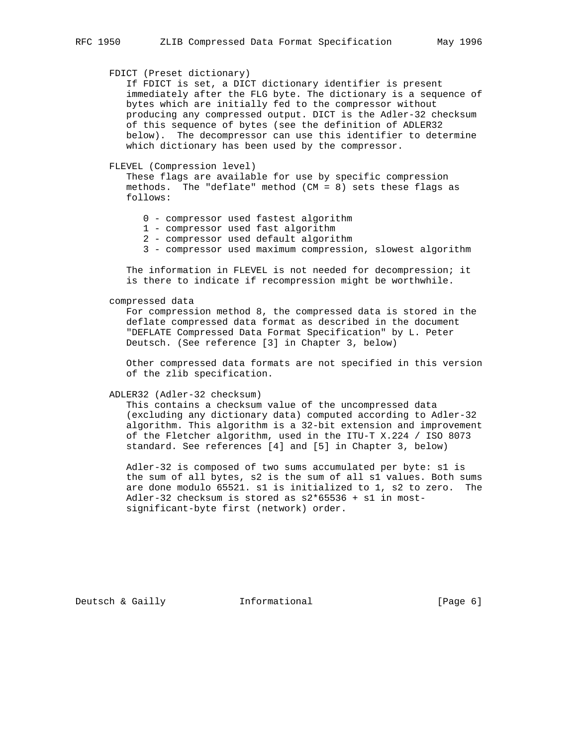FDICT (Preset dictionary)

If FDICT is set, a DICT dictionary identifier is present immediately after the FLG byte. The dictionary is a sequence of bytes which are initially fed to the compressor without producing any compressed output. DICT is the Adler-32 checksum of this sequence of bytes (see the definition of ADLER32 below). The decompressor can use this identifier to determine which dictionary has been used by the compressor.

FLEVEL (Compression level)

These flags are available for use by specific compression methods. The "deflate" method (CM = 8) sets these flags as follows:

- 0 - compressor used fastest algorithm
- 1 - compressor used fast algorithm
- 2 - compressor used default algorithm
- 3 - compressor used maximum compression, slowest algorithm

The information in FLEVEL is not needed for decompression; it is there to indicate if recompression might be worthwhile.

compressed data

For compression method 8, the compressed data is stored in the deflate compressed data format as described in the document "DEFLATE Compressed Data Format Specification" by L. Peter Deutsch. (See reference [3] in Chapter 3, below)

Other compressed data formats are not specified in this version of the zlib specification.

ADLER32 (Adler-32 checksum)

This contains a checksum value of the uncompressed data (excluding any dictionary data) computed according to Adler-32 algorithm. This algorithm is a 32-bit extension and improvement of the Fletcher algorithm, used in the ITU-T X.224 / ISO 8073 standard. See references [4] and [5] in Chapter 3, below)

Adler-32 is composed of two sums accumulated per byte: s1 is the sum of all bytes, s2 is the sum of all s1 values. Both sums are done modulo 65521. s1 is initialized to 1, s2 to zero. The Adler-32 checksum is stored as s2*65536 + s1 in most-significant-byte first (network) order.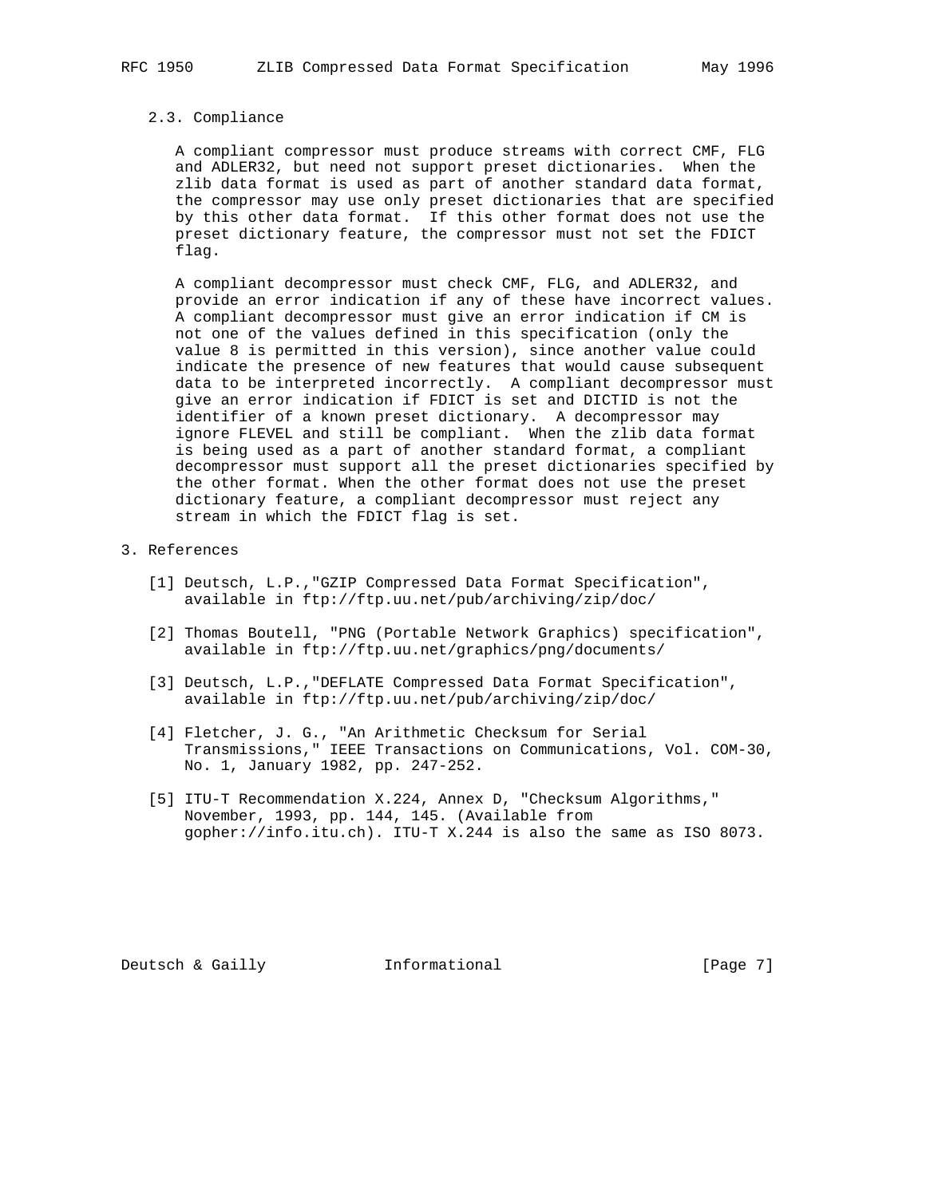### 2.3. Compliance

A compliant compressor must produce streams with correct CMF, FLG and ADLER32, but need not support preset dictionaries. When the zlib data format is used as part of another standard data format, the compressor may use only preset dictionaries that are specified by this other data format. If this other format does not use the preset dictionary feature, the compressor must not set the FDICT flag.

A compliant decompressor must check CMF, FLG, and ADLER32, and provide an error indication if any of these have incorrect values. A compliant decompressor must give an error indication if CM is not one of the values defined in this specification (only the value 8 is permitted in this version), since another value could indicate the presence of new features that would cause subsequent data to be interpreted incorrectly. A compliant decompressor must give an error indication if FDICT is set and DICTID is not the identifier of a known preset dictionary. A decompressor may ignore FLEVEL and still be compliant. When the zlib data format is being used as a part of another standard format, a compliant decompressor must support all the preset dictionaries specified by the other format. When the other format does not use the preset dictionary feature, a compliant decompressor must reject any stream in which the FDICT flag is set.

## 3. References

[1] Deutsch, L.P.,"GZIP Compressed Data Format Specification", available in ftp://ftp.uu.net/pub/archiving/zip/doc/

[2] Thomas Boutell, "PNG (Portable Network Graphics) specification", available in ftp://ftp.uu.net/graphics/png/documents/

[3] Deutsch, L.P.,"DEFLATE Compressed Data Format Specification", available in ftp://ftp.uu.net/pub/archiving/zip/doc/

[4] Fletcher, J. G., "An Arithmetic Checksum for Serial Transmissions," IEEE Transactions on Communications, Vol. COM-30, No. 1, January 1982, pp. 247-252.

[5] ITU-T Recommendation X.224, Annex D, "Checksum Algorithms," November, 1993, pp. 144, 145. (Available from gopher://info.itu.ch). ITU-T X.244 is also the same as ISO 8073.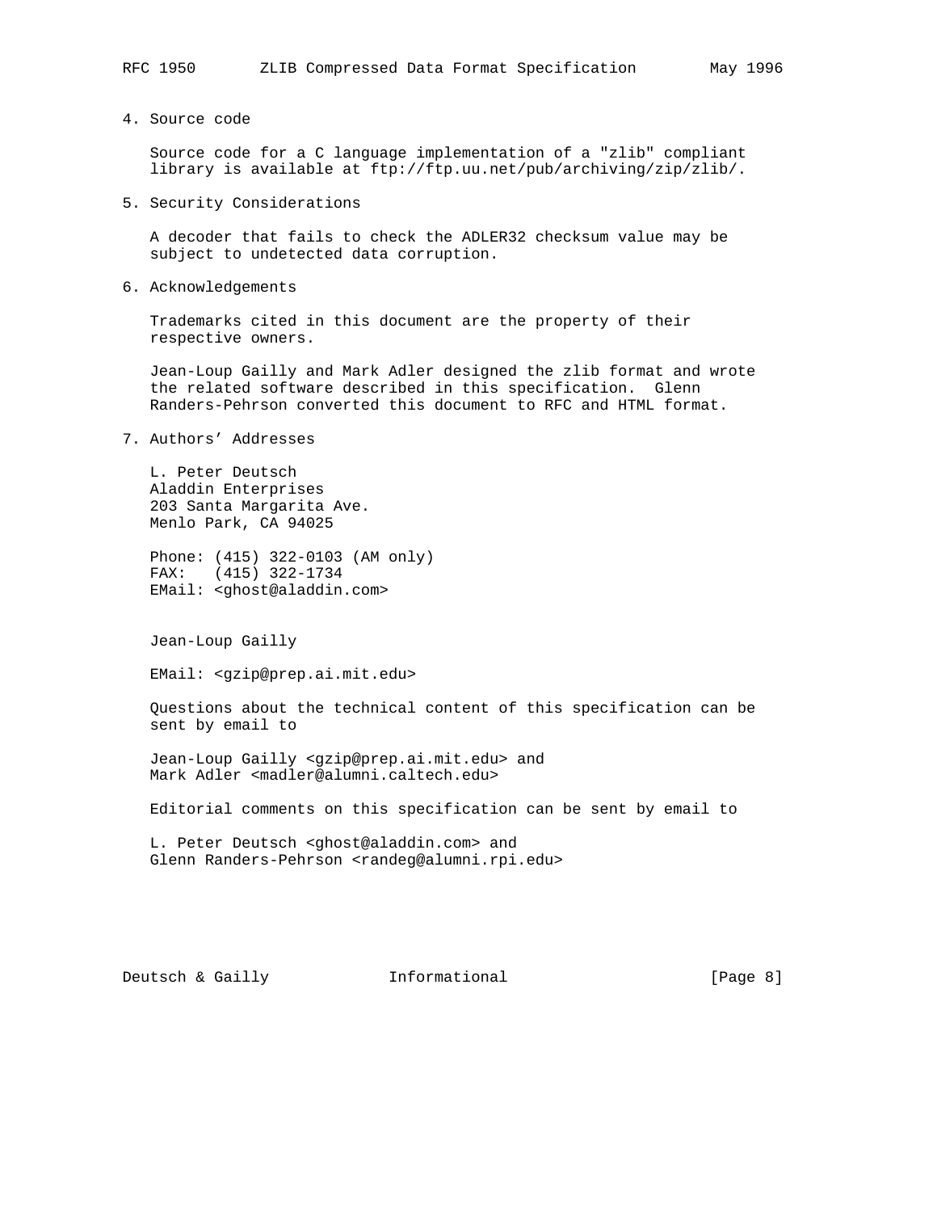## 4. Source code

Source code for a C language implementation of a "zlib" compliant library is available at ftp://ftp.uu.net/pub/archiving/zip/zlib/.

## 5. Security Considerations

A decoder that fails to check the ADLER32 checksum value may be subject to undetected data corruption.

## 6. Acknowledgements

Trademarks cited in this document are the property of their respective owners.

Jean-Loup Gailly and Mark Adler designed the zlib format and wrote the related software described in this specification. Glenn Randers-Pehrson converted this document to RFC and HTML format.

## 7. Authors' Addresses

L. Peter Deutsch
Aladdin Enterprises
203 Santa Margarita Ave.
Menlo Park, CA 94025

Phone: (415) 322-0103 (AM only)
FAX: (415) 322-1734
EMail: <ghost@aladdin.com>

Jean-Loup Gailly

EMail: <gzip@prep.ai.mit.edu>

Questions about the technical content of this specification can be sent by email to

Jean-Loup Gailly <gzip@prep.ai.mit.edu> and
Mark Adler <madler@alumni.caltech.edu>

Editorial comments on this specification can be sent by email to

L. Peter Deutsch <ghost@aladdin.com> and
Glenn Randers-Pehrson <randeg@alumni.rpi.edu>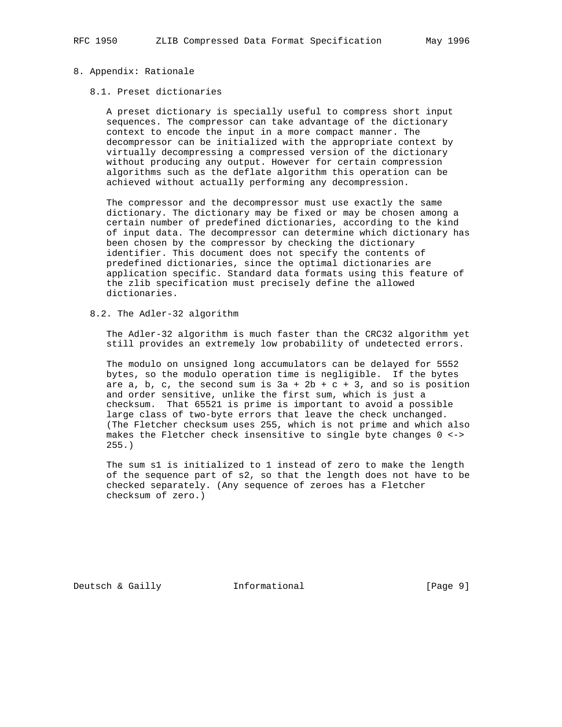# 8. Appendix: Rationale

## 8.1. Preset dictionaries

A preset dictionary is specially useful to compress short input sequences. The compressor can take advantage of the dictionary context to encode the input in a more compact manner. The decompressor can be initialized with the appropriate context by virtually decompressing a compressed version of the dictionary without producing any output. However for certain compression algorithms such as the deflate algorithm this operation can be achieved without actually performing any decompression.

The compressor and the decompressor must use exactly the same dictionary. The dictionary may be fixed or may be chosen among a certain number of predefined dictionaries, according to the kind of input data. The decompressor can determine which dictionary has been chosen by the compressor by checking the dictionary identifier. This document does not specify the contents of predefined dictionaries, since the optimal dictionaries are application specific. Standard data formats using this feature of the zlib specification must precisely define the allowed dictionaries.

## 8.2. The Adler-32 algorithm

The Adler-32 algorithm is much faster than the CRC32 algorithm yet still provides an extremely low probability of undetected errors.

The modulo on unsigned long accumulators can be delayed for 5552 bytes, so the modulo operation time is negligible. If the bytes are a, b, c, the second sum is $3a + 2b + c + 3$, and so is position and order sensitive, unlike the first sum, which is just a checksum. That 65521 is prime is important to avoid a possible large class of two-byte errors that leave the check unchanged. (The Fletcher checksum uses 255, which is not prime and which also makes the Fletcher check insensitive to single byte changes 0 <-> 255.)

The sum s1 is initialized to 1 instead of zero to make the length of the sequence part of s2, so that the length does not have to be checked separately. (Any sequence of zeroes has a Fletcher checksum of zero.)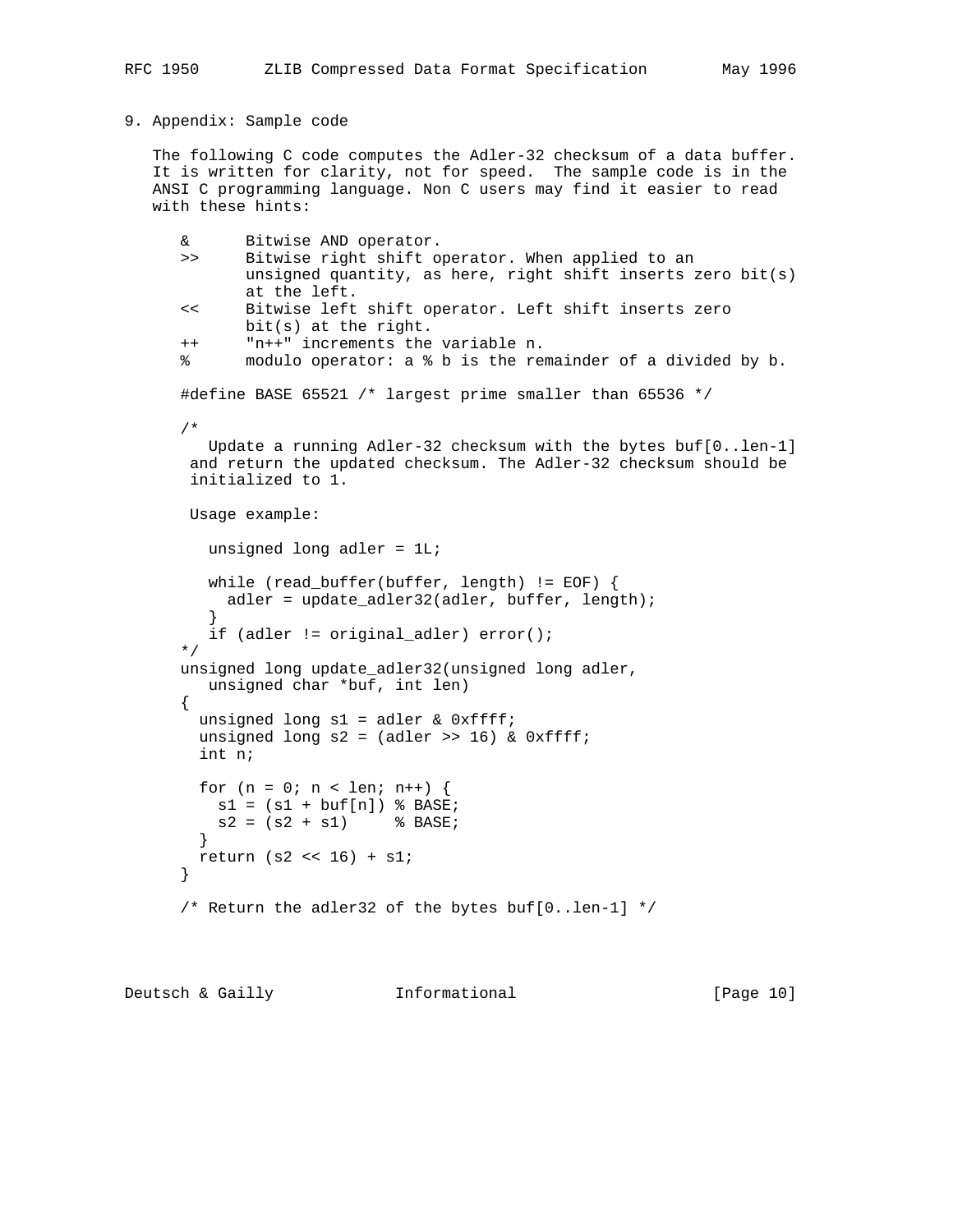## 9. Appendix: Sample code

The following C code computes the Adler-32 checksum of a data buffer. It is written for clarity, not for speed. The sample code is in the ANSI C programming language. Non C users may find it easier to read with these hints:

```
&      Bitwise AND operator.
>>     Bitwise right shift operator. When applied to an
       unsigned quantity, as here, right shift inserts zero bit(s)
       at the left.
<<     Bitwise left shift operator. Left shift inserts zero
       bit(s) at the right.
++     "n++" increments the variable n.
%      modulo operator: a % b is the remainder of a divided by b.
```

```
#define BASE 65521 /* largest prime smaller than 65536 */

/*
   Update a running Adler-32 checksum with the bytes buf[0..len-1]
 and return the updated checksum. The Adler-32 checksum should be
 initialized to 1.

 Usage example:

   unsigned long adler = 1L;

   while (read_buffer(buffer, length) != EOF) {
     adler = update_adler32(adler, buffer, length);
   }
   if (adler != original_adler) error();
*/
unsigned long update_adler32(unsigned long adler,
   unsigned char *buf, int len)
{
  unsigned long s1 = adler & 0xffff;
  unsigned long s2 = (adler >> 16) & 0xffff;
  int n;

  for (n = 0; n < len; n++) {
    s1 = (s1 + buf[n]) % BASE;
    s2 = (s2 + s1)     % BASE;
  }
  return (s2 << 16) + s1;
}

/* Return the adler32 of the bytes buf[0..len-1] */
```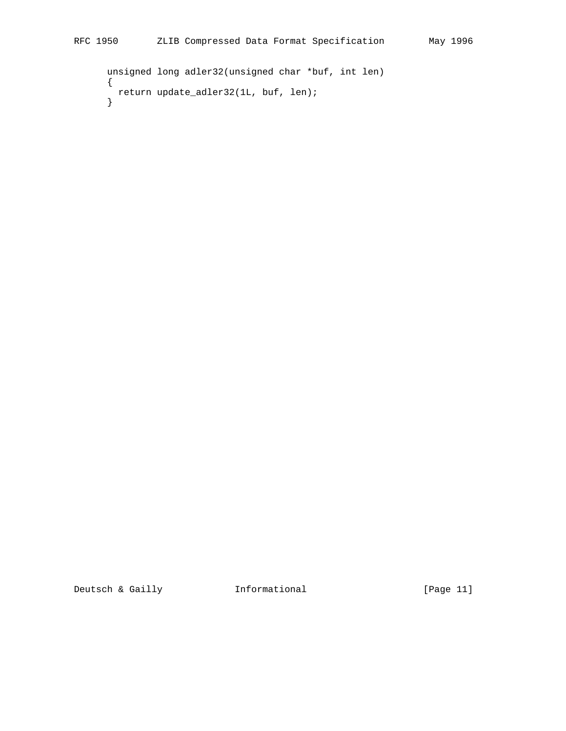```
unsigned long adler32(unsigned char *buf, int len)
{
  return update_adler32(1L, buf, len);
}
```